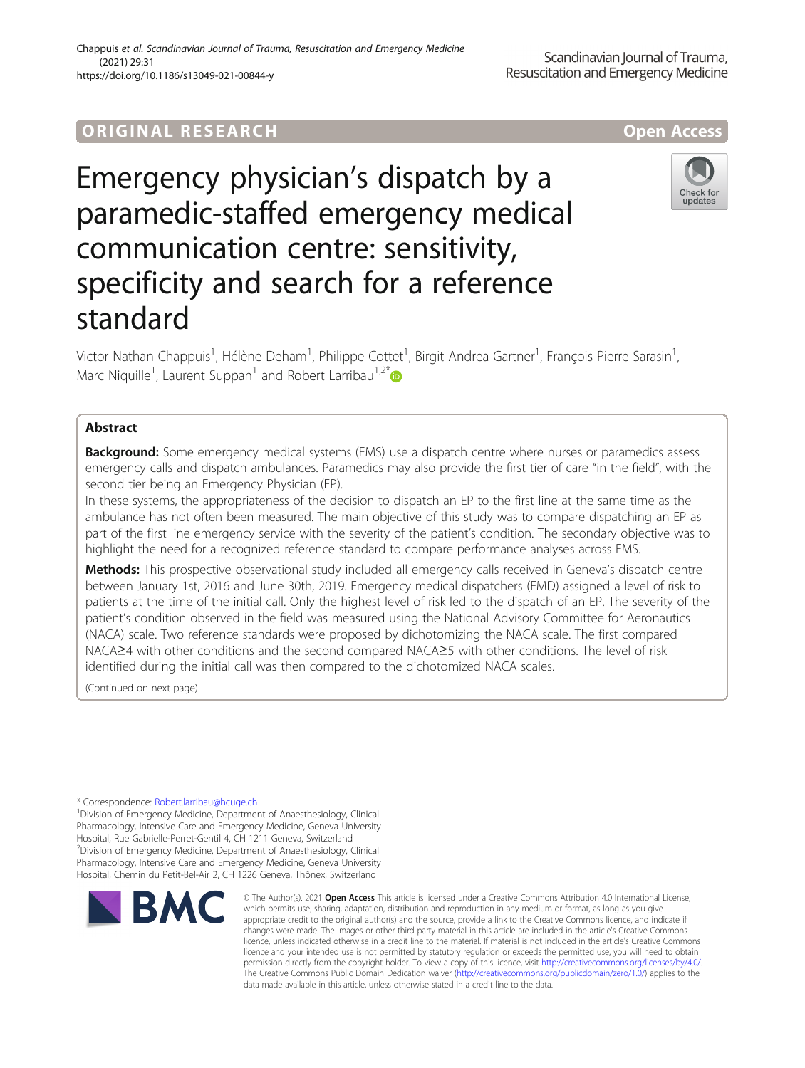ORIGINAL RESEARCH

Open Access

# Emergency physician's dispatch by a paramedic-staffed emergency medical communication centre: sensitivity, specificity and search for a reference standard

Victor Nathan Chappuis[1], Hélène Deham[1], Philippe Cottet[1], Birgit Andrea Gartner[1], François Pierre Sarasin[1], Marc Niquille[1], Laurent Suppan[1] and Robert Larribau[1,2*]

## Abstract

**Background:** Some emergency medical systems (EMS) use a dispatch centre where nurses or paramedics assess emergency calls and dispatch ambulances. Paramedics may also provide the first tier of care "in the field", with the second tier being an Emergency Physician (EP).

In these systems, the appropriateness of the decision to dispatch an EP to the first line at the same time as the ambulance has not often been measured. The main objective of this study was to compare dispatching an EP as part of the first line emergency service with the severity of the patient's condition. The secondary objective was to highlight the need for a recognized reference standard to compare performance analyses across EMS.

**Methods:** This prospective observational study included all emergency calls received in Geneva's dispatch centre between January 1st, 2016 and June 30th, 2019. Emergency medical dispatchers (EMD) assigned a level of risk to patients at the time of the initial call. Only the highest level of risk led to the dispatch of an EP. The severity of the patient's condition observed in the field was measured using the National Advisory Committee for Aeronautics (NACA) scale. Two reference standards were proposed by dichotomizing the NACA scale. The first compared NACA≥4 with other conditions and the second compared NACA≥5 with other conditions. The level of risk identified during the initial call was then compared to the dichotomized NACA scales.

(Continued on next page)

\* Correspondence: Robert.larribau@hcuge.ch

[1]Division of Emergency Medicine, Department of Anaesthesiology, Clinical Pharmacology, Intensive Care and Emergency Medicine, Geneva University Hospital, Rue Gabrielle-Perret-Gentil 4, CH 1211 Geneva, Switzerland

[2]Division of Emergency Medicine, Department of Anaesthesiology, Clinical Pharmacology, Intensive Care and Emergency Medicine, Geneva University Hospital, Chemin du Petit-Bel-Air 2, CH 1226 Geneva, Thônex, Switzerland

© The Author(s). 2021 **Open Access** This article is licensed under a Creative Commons Attribution 4.0 International License, which permits use, sharing, adaptation, distribution and reproduction in any medium or format, as long as you give appropriate credit to the original author(s) and the source, provide a link to the Creative Commons licence, and indicate if changes were made. The images or other third party material in this article are included in the article's Creative Commons licence, unless indicated otherwise in a credit line to the material. If material is not included in the article's Creative Commons licence and your intended use is not permitted by statutory regulation or exceeds the permitted use, you will need to obtain permission directly from the copyright holder. To view a copy of this licence, visit http://creativecommons.org/licenses/by/4.0/. The Creative Commons Public Domain Dedication waiver (http://creativecommons.org/publicdomain/zero/1.0/) applies to the data made available in this article, unless otherwise stated in a credit line to the data.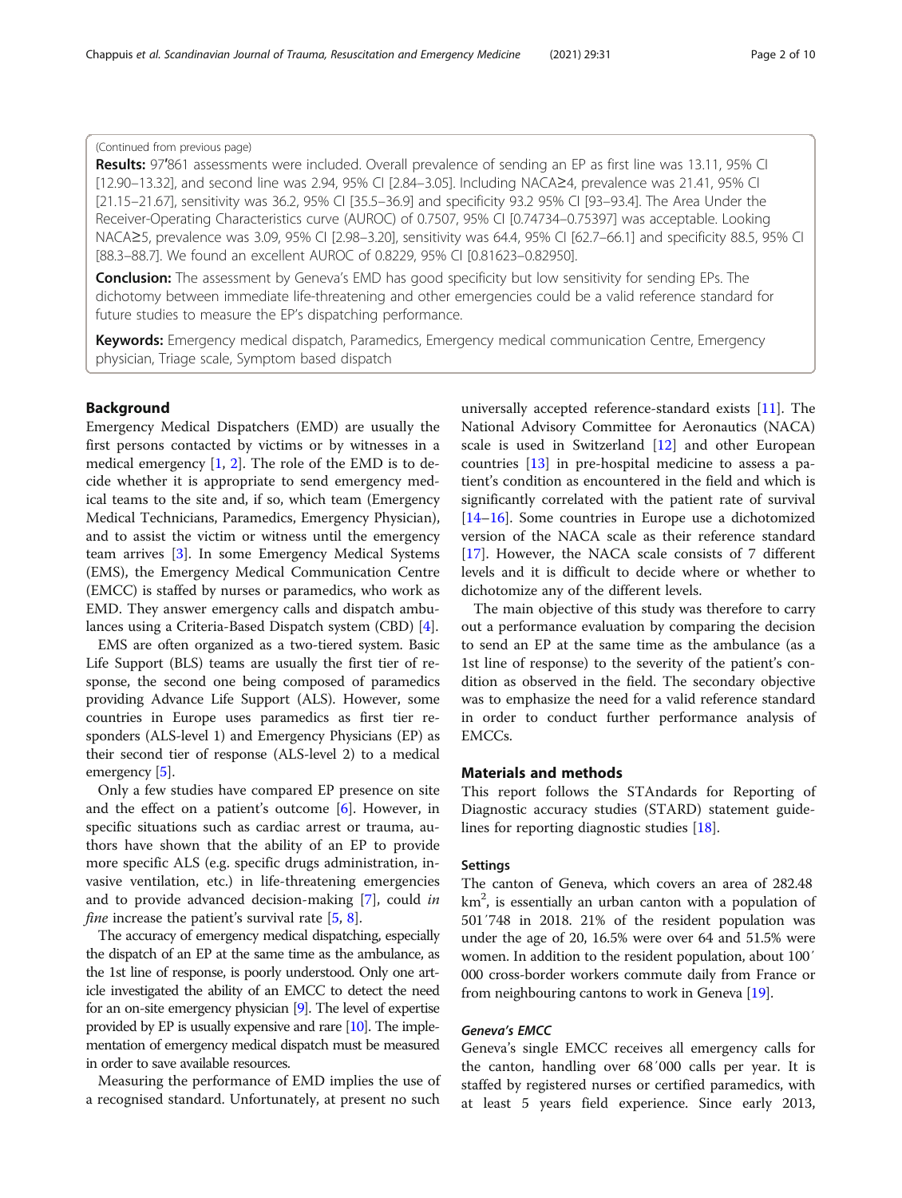(Continued from previous page)

**Results:** 97′861 assessments were included. Overall prevalence of sending an EP as first line was 13.11, 95% CI [12.90–13.32], and second line was 2.94, 95% CI [2.84–3.05]. Including NACA≥4, prevalence was 21.41, 95% CI [21.15–21.67], sensitivity was 36.2, 95% CI [35.5–36.9] and specificity 93.2 95% CI [93–93.4]. The Area Under the Receiver-Operating Characteristics curve (AUROC) of 0.7507, 95% CI [0.74734–0.75397] was acceptable. Looking NACA≥5, prevalence was 3.09, 95% CI [2.98–3.20], sensitivity was 64.4, 95% CI [62.7–66.1] and specificity 88.5, 95% CI [88.3–88.7]. We found an excellent AUROC of 0.8229, 95% CI [0.81623–0.82950].

**Conclusion:** The assessment by Geneva's EMD has good specificity but low sensitivity for sending EPs. The dichotomy between immediate life-threatening and other emergencies could be a valid reference standard for future studies to measure the EP's dispatching performance.

**Keywords:** Emergency medical dispatch, Paramedics, Emergency medical communication Centre, Emergency physician, Triage scale, Symptom based dispatch

## Background

Emergency Medical Dispatchers (EMD) are usually the first persons contacted by victims or by witnesses in a medical emergency [1, 2]. The role of the EMD is to decide whether it is appropriate to send emergency medical teams to the site and, if so, which team (Emergency Medical Technicians, Paramedics, Emergency Physician), and to assist the victim or witness until the emergency team arrives [3]. In some Emergency Medical Systems (EMS), the Emergency Medical Communication Centre (EMCC) is staffed by nurses or paramedics, who work as EMD. They answer emergency calls and dispatch ambulances using a Criteria-Based Dispatch system (CBD) [4].

EMS are often organized as a two-tiered system. Basic Life Support (BLS) teams are usually the first tier of response, the second one being composed of paramedics providing Advance Life Support (ALS). However, some countries in Europe uses paramedics as first tier responders (ALS-level 1) and Emergency Physicians (EP) as their second tier of response (ALS-level 2) to a medical emergency [5].

Only a few studies have compared EP presence on site and the effect on a patient's outcome [6]. However, in specific situations such as cardiac arrest or trauma, authors have shown that the ability of an EP to provide more specific ALS (e.g. specific drugs administration, invasive ventilation, etc.) in life-threatening emergencies and to provide advanced decision-making [7], could *in fine* increase the patient's survival rate [5, 8].

The accuracy of emergency medical dispatching, especially the dispatch of an EP at the same time as the ambulance, as the 1st line of response, is poorly understood. Only one article investigated the ability of an EMCC to detect the need for an on-site emergency physician [9]. The level of expertise provided by EP is usually expensive and rare [10]. The implementation of emergency medical dispatch must be measured in order to save available resources.

Measuring the performance of EMD implies the use of a recognised standard. Unfortunately, at present no such universally accepted reference-standard exists [11]. The National Advisory Committee for Aeronautics (NACA) scale is used in Switzerland [12] and other European countries [13] in pre-hospital medicine to assess a patient's condition as encountered in the field and which is significantly correlated with the patient rate of survival [14–16]. Some countries in Europe use a dichotomized version of the NACA scale as their reference standard [17]. However, the NACA scale consists of 7 different levels and it is difficult to decide where or whether to dichotomize any of the different levels.

The main objective of this study was therefore to carry out a performance evaluation by comparing the decision to send an EP at the same time as the ambulance (as a 1st line of response) to the severity of the patient's condition as observed in the field. The secondary objective was to emphasize the need for a valid reference standard in order to conduct further performance analysis of EMCCs.

## Materials and methods

This report follows the STAndards for Reporting of Diagnostic accuracy studies (STARD) statement guidelines for reporting diagnostic studies [18].

### Settings

The canton of Geneva, which covers an area of 282.48 $km^2$, is essentially an urban canton with a population of 501′748 in 2018. 21% of the resident population was under the age of 20, 16.5% were over 64 and 51.5% were women. In addition to the resident population, about 100′000 cross-border workers commute daily from France or from neighbouring cantons to work in Geneva [19].

#### Geneva's EMCC

Geneva's single EMCC receives all emergency calls for the canton, handling over 68′000 calls per year. It is staffed by registered nurses or certified paramedics, with at least 5 years field experience. Since early 2013,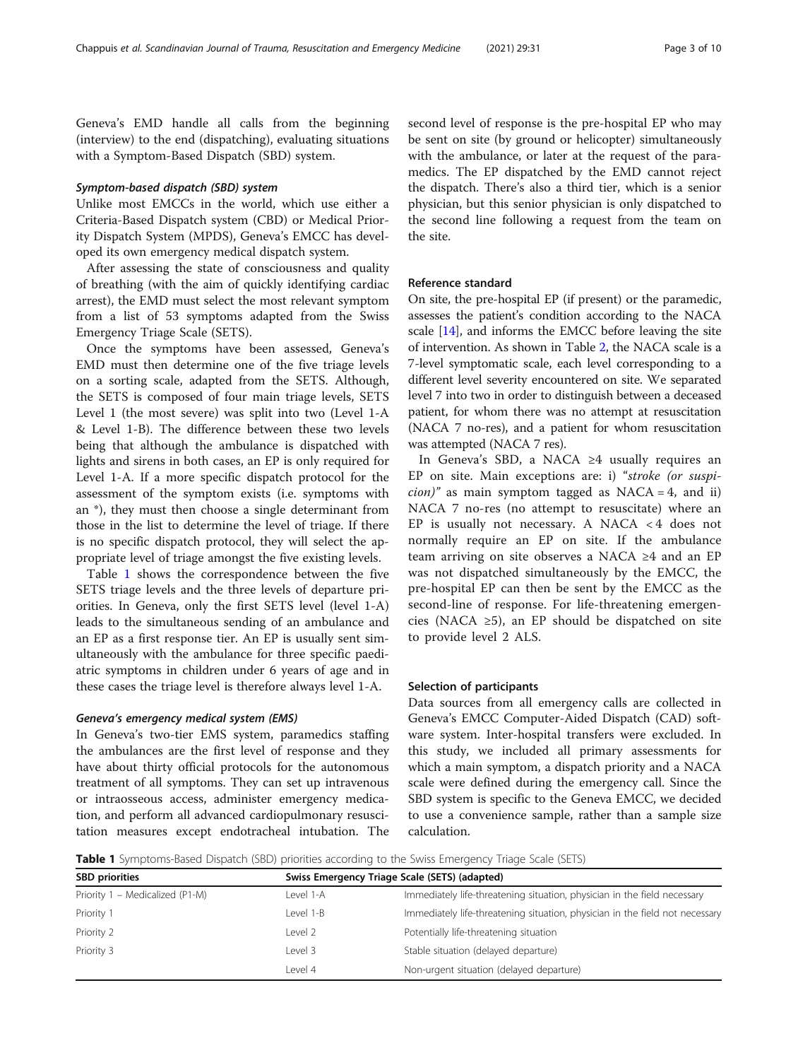Geneva's EMD handle all calls from the beginning (interview) to the end (dispatching), evaluating situations with a Symptom-Based Dispatch (SBD) system.

#### *Symptom-based dispatch (SBD) system*

Unlike most EMCCs in the world, which use either a Criteria-Based Dispatch system (CBD) or Medical Priority Dispatch System (MPDS), Geneva's EMCC has developed its own emergency medical dispatch system.

After assessing the state of consciousness and quality of breathing (with the aim of quickly identifying cardiac arrest), the EMD must select the most relevant symptom from a list of 53 symptoms adapted from the Swiss Emergency Triage Scale (SETS).

Once the symptoms have been assessed, Geneva's EMD must then determine one of the five triage levels on a sorting scale, adapted from the SETS. Although, the SETS is composed of four main triage levels, SETS Level 1 (the most severe) was split into two (Level 1-A & Level 1-B). The difference between these two levels being that although the ambulance is dispatched with lights and sirens in both cases, an EP is only required for Level 1-A. If a more specific dispatch protocol for the assessment of the symptom exists (i.e. symptoms with an *), they must then choose a single determinant from those in the list to determine the level of triage. If there is no specific dispatch protocol, they will select the appropriate level of triage amongst the five existing levels.

Table 1 shows the correspondence between the five SETS triage levels and the three levels of departure priorities. In Geneva, only the first SETS level (level 1-A) leads to the simultaneous sending of an ambulance and an EP as a first response tier. An EP is usually sent simultaneously with the ambulance for three specific paediatric symptoms in children under 6 years of age and in these cases the triage level is therefore always level 1-A.

#### *Geneva's emergency medical system (EMS)*

In Geneva's two-tier EMS system, paramedics staffing the ambulances are the first level of response and they have about thirty official protocols for the autonomous treatment of all symptoms. They can set up intravenous or intraosseous access, administer emergency medication, and perform all advanced cardiopulmonary resuscitation measures except endotracheal intubation. The second level of response is the pre-hospital EP who may be sent on site (by ground or helicopter) simultaneously with the ambulance, or later at the request of the paramedics. The EP dispatched by the EMD cannot reject the dispatch. There's also a third tier, which is a senior physician, but this senior physician is only dispatched to the second line following a request from the team on the site.

### Reference standard

On site, the pre-hospital EP (if present) or the paramedic, assesses the patient's condition according to the NACA scale [14], and informs the EMCC before leaving the site of intervention. As shown in Table 2, the NACA scale is a 7-level symptomatic scale, each level corresponding to a different level severity encountered on site. We separated level 7 into two in order to distinguish between a deceased patient, for whom there was no attempt at resuscitation (NACA 7 no-res), and a patient for whom resuscitation was attempted (NACA 7 res).

In Geneva's SBD, a NACA ≥4 usually requires an EP on site. Main exceptions are: i) "*stroke (or suspicion)*" as main symptom tagged as NACA = 4, and ii) NACA 7 no-res (no attempt to resuscitate) where an EP is usually not necessary. A NACA < 4 does not normally require an EP on site. If the ambulance team arriving on site observes a NACA ≥4 and an EP was not dispatched simultaneously by the EMCC, the pre-hospital EP can then be sent by the EMCC as the second-line of response. For life-threatening emergencies (NACA ≥5), an EP should be dispatched on site to provide level 2 ALS.

### Selection of participants

Data sources from all emergency calls are collected in Geneva's EMCC Computer-Aided Dispatch (CAD) software system. Inter-hospital transfers were excluded. In this study, we included all primary assessments for which a main symptom, a dispatch priority and a NACA scale were defined during the emergency call. Since the SBD system is specific to the Geneva EMCC, we decided to use a convenience sample, rather than a sample size calculation.

**Table 1** Symptoms-Based Dispatch (SBD) priorities according to the Swiss Emergency Triage Scale (SETS)

| SBD priorities | Swiss Emergency Triage Scale (SETS) (adapted) | |
|---|---|---|
| Priority 1 – Medicalized (P1-M) | Level 1-A | Immediately life-threatening situation, physician in the field necessary |
| Priority 1 | Level 1-B | Immediately life-threatening situation, physician in the field not necessary |
| Priority 2 | Level 2 | Potentially life-threatening situation |
| Priority 3 | Level 3 | Stable situation (delayed departure) |
| | Level 4 | Non-urgent situation (delayed departure) |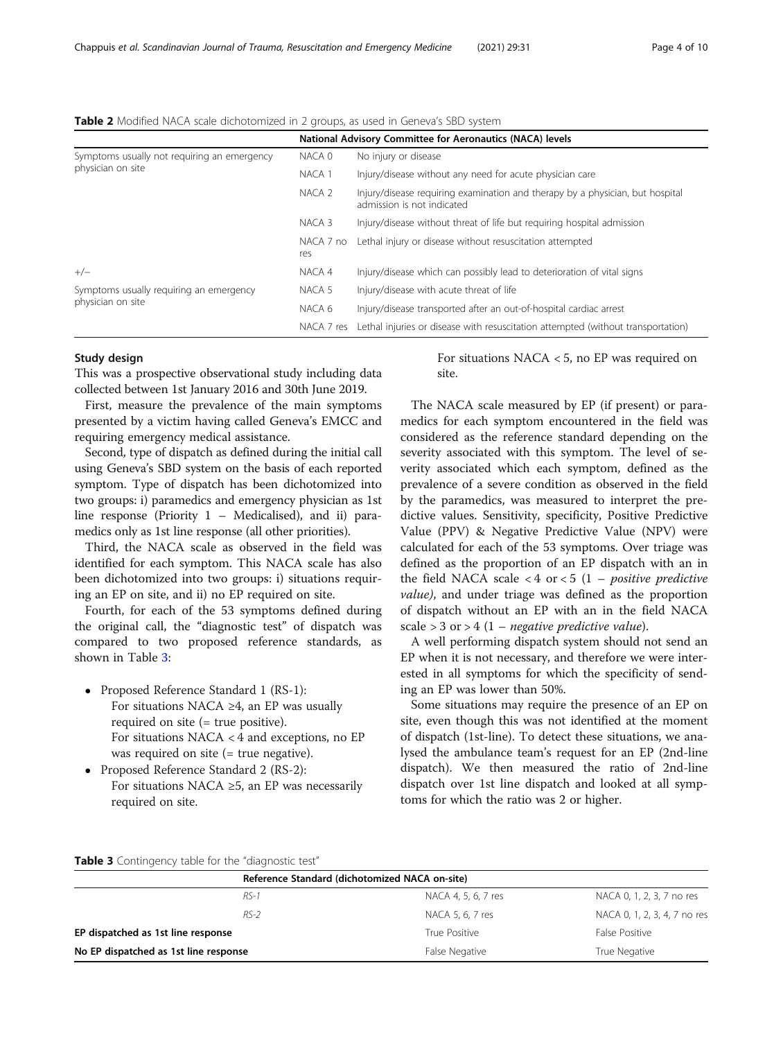**Table 2** Modified NACA scale dichotomized in 2 groups, as used in Geneva's SBD system

| | National Advisory Committee for Aeronautics (NACA) levels | |
|---|---|---|
| Symptoms usually not requiring an emergency physician on site | NACA 0 | No injury or disease |
| | NACA 1 | Injury/disease without any need for acute physician care |
| | NACA 2 | Injury/disease requiring examination and therapy by a physician, but hospital admission is not indicated |
| | NACA 3 | Injury/disease without threat of life but requiring hospital admission |
| | NACA 7 no res | Lethal injury or disease without resuscitation attempted |
| +/− | NACA 4 | Injury/disease which can possibly lead to deterioration of vital signs |
| Symptoms usually requiring an emergency physician on site | NACA 5 | Injury/disease with acute threat of life |
| | NACA 6 | Injury/disease transported after an out-of-hospital cardiac arrest |
| | NACA 7 res | Lethal injuries or disease with resuscitation attempted (without transportation) |

## Study design

This was a prospective observational study including data collected between 1st January 2016 and 30th June 2019.

First, measure the prevalence of the main symptoms presented by a victim having called Geneva's EMCC and requiring emergency medical assistance.

Second, type of dispatch as defined during the initial call using Geneva's SBD system on the basis of each reported symptom. Type of dispatch has been dichotomized into two groups: i) paramedics and emergency physician as 1st line response (Priority 1 – Medicalised), and ii) paramedics only as 1st line response (all other priorities).

Third, the NACA scale as observed in the field was identified for each symptom. This NACA scale has also been dichotomized into two groups: i) situations requiring an EP on site, and ii) no EP required on site.

Fourth, for each of the 53 symptoms defined during the original call, the "diagnostic test" of dispatch was compared to two proposed reference standards, as shown in Table 3:

- Proposed Reference Standard 1 (RS-1):
  For situations NACA ≥4, an EP was usually required on site (= true positive).
  For situations NACA < 4 and exceptions, no EP was required on site (= true negative).
- Proposed Reference Standard 2 (RS-2):
  For situations NACA ≥5, an EP was necessarily required on site.
  For situations NACA < 5, no EP was required on site.

The NACA scale measured by EP (if present) or paramedics for each symptom encountered in the field was considered as the reference standard depending on the severity associated with this symptom. The level of severity associated which each symptom, defined as the prevalence of a severe condition as observed in the field by the paramedics, was measured to interpret the predictive values. Sensitivity, specificity, Positive Predictive Value (PPV) & Negative Predictive Value (NPV) were calculated for each of the 53 symptoms. Over triage was defined as the proportion of an EP dispatch with an in the field NACA scale < 4 or < 5 (1 – *positive predictive value)*, and under triage was defined as the proportion of dispatch without an EP with an in the field NACA scale > 3 or > 4 (1 – *negative predictive value*).

A well performing dispatch system should not send an EP when it is not necessary, and therefore we were interested in all symptoms for which the specificity of sending an EP was lower than 50%.

Some situations may require the presence of an EP on site, even though this was not identified at the moment of dispatch (1st-line). To detect these situations, we analysed the ambulance team's request for an EP (2nd-line dispatch). We then measured the ratio of 2nd-line dispatch over 1st line dispatch and looked at all symptoms for which the ratio was 2 or higher.

**Table 3** Contingency table for the "diagnostic test"

| | Reference Standard (dichotomized NACA on-site) | |
|---|---|---|
| *RS-1* | NACA 4, 5, 6, 7 res | NACA 0, 1, 2, 3, 7 no res |
| *RS-2* | NACA 5, 6, 7 res | NACA 0, 1, 2, 3, 4, 7 no res |
| **EP dispatched as 1st line response** | True Positive | False Positive |
| **No EP dispatched as 1st line response** | False Negative | True Negative |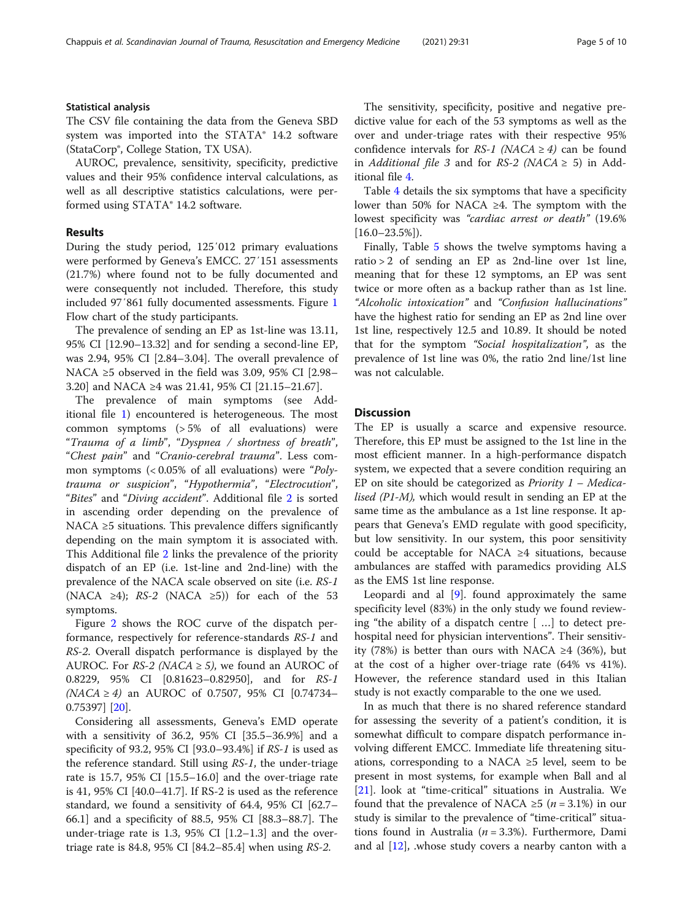### Statistical analysis

The CSV file containing the data from the Geneva SBD system was imported into the STATA® 14.2 software (StataCorp®, College Station, TX USA).

AUROC, prevalence, sensitivity, specificity, predictive values and their 95% confidence interval calculations, as well as all descriptive statistics calculations, were performed using STATA® 14.2 software.

## Results

During the study period, 125′012 primary evaluations were performed by Geneva's EMCC. 27′151 assessments (21.7%) where found not to be fully documented and were consequently not included. Therefore, this study included 97′861 fully documented assessments. Figure 1 Flow chart of the study participants.

The prevalence of sending an EP as 1st-line was 13.11, 95% CI [12.90–13.32] and for sending a second-line EP, was 2.94, 95% CI [2.84–3.04]. The overall prevalence of NACA ≥5 observed in the field was 3.09, 95% CI [2.98–3.20] and NACA ≥4 was 21.41, 95% CI [21.15–21.67].

The prevalence of main symptoms (see Additional file 1) encountered is heterogeneous. The most common symptoms (> 5% of all evaluations) were "*Trauma of a limb*", "*Dyspnea / shortness of breath*", "*Chest pain*" and "*Cranio-cerebral trauma*". Less common symptoms (< 0.05% of all evaluations) were "*Polytrauma or suspicion*", "*Hypothermia*", "*Electrocution*", "*Bites*" and "*Diving accident*". Additional file 2 is sorted in ascending order depending on the prevalence of NACA ≥5 situations. This prevalence differs significantly depending on the main symptom it is associated with. This Additional file 2 links the prevalence of the priority dispatch of an EP (i.e. 1st-line and 2nd-line) with the prevalence of the NACA scale observed on site (i.e. *RS-1* (NACA ≥4); *RS-2* (NACA ≥5)) for each of the 53 symptoms.

Figure 2 shows the ROC curve of the dispatch performance, respectively for reference-standards *RS-1* and *RS-2*. Overall dispatch performance is displayed by the AUROC. For *RS-2 (NACA ≥ 5)*, we found an AUROC of 0.8229, 95% CI [0.81623–0.82950], and for *RS-1 (NACA ≥ 4)* an AUROC of 0.7507, 95% CI [0.74734–0.75397] [20].

Considering all assessments, Geneva's EMD operate with a sensitivity of 36.2, 95% CI [35.5–36.9%] and a specificity of 93.2, 95% CI [93.0–93.4%] if *RS-1* is used as the reference standard. Still using *RS-1*, the under-triage rate is 15.7, 95% CI [15.5–16.0] and the over-triage rate is 41, 95% CI [40.0–41.7]. If RS-2 is used as the reference standard, we found a sensitivity of 64.4, 95% CI [62.7–66.1] and a specificity of 88.5, 95% CI [88.3–88.7]. The under-triage rate is 1.3, 95% CI [1.2–1.3] and the over-triage rate is 84.8, 95% CI [84.2–85.4] when using *RS-2*.

The sensitivity, specificity, positive and negative predictive value for each of the 53 symptoms as well as the over and under-triage rates with their respective 95% confidence intervals for *RS-1 (NACA ≥ 4)* can be found in *Additional file 3* and for *RS-2 (NACA ≥ 5)* in Additional file 4.

Table 4 details the six symptoms that have a specificity lower than 50% for NACA ≥4. The symptom with the lowest specificity was *"cardiac arrest or death"* (19.6% [16.0–23.5%]).

Finally, Table 5 shows the twelve symptoms having a ratio > 2 of sending an EP as 2nd-line over 1st line, meaning that for these 12 symptoms, an EP was sent twice or more often as a backup rather than as 1st line. *"Alcoholic intoxication"* and *"Confusion hallucinations"* have the highest ratio for sending an EP as 2nd line over 1st line, respectively 12.5 and 10.89. It should be noted that for the symptom *"Social hospitalization"*, as the prevalence of 1st line was 0%, the ratio 2nd line/1st line was not calculable.

## Discussion

The EP is usually a scarce and expensive resource. Therefore, this EP must be assigned to the 1st line in the most efficient manner. In a high-performance dispatch system, we expected that a severe condition requiring an EP on site should be categorized as *Priority 1 – Medicalised (P1-M),* which would result in sending an EP at the same time as the ambulance as a 1st line response. It appears that Geneva's EMD regulate with good specificity, but low sensitivity. In our system, this poor sensitivity could be acceptable for NACA ≥4 situations, because ambulances are staffed with paramedics providing ALS as the EMS 1st line response.

Leopardi and al [9]. found approximately the same specificity level (83%) in the only study we found reviewing "the ability of a dispatch centre [ …] to detect prehospital need for physician interventions". Their sensitivity (78%) is better than ours with NACA ≥4 (36%), but at the cost of a higher over-triage rate (64% vs 41%). However, the reference standard used in this Italian study is not exactly comparable to the one we used.

In as much that there is no shared reference standard for assessing the severity of a patient's condition, it is somewhat difficult to compare dispatch performance involving different EMCC. Immediate life threatening situations, corresponding to a NACA ≥5 level, seem to be present in most systems, for example when Ball and al [21]. look at "time-critical" situations in Australia. We found that the prevalence of NACA ≥5 (*n* = 3.1%) in our study is similar to the prevalence of "time-critical" situations found in Australia (*n* = 3.3%). Furthermore, Dami and al [12], .whose study covers a nearby canton with a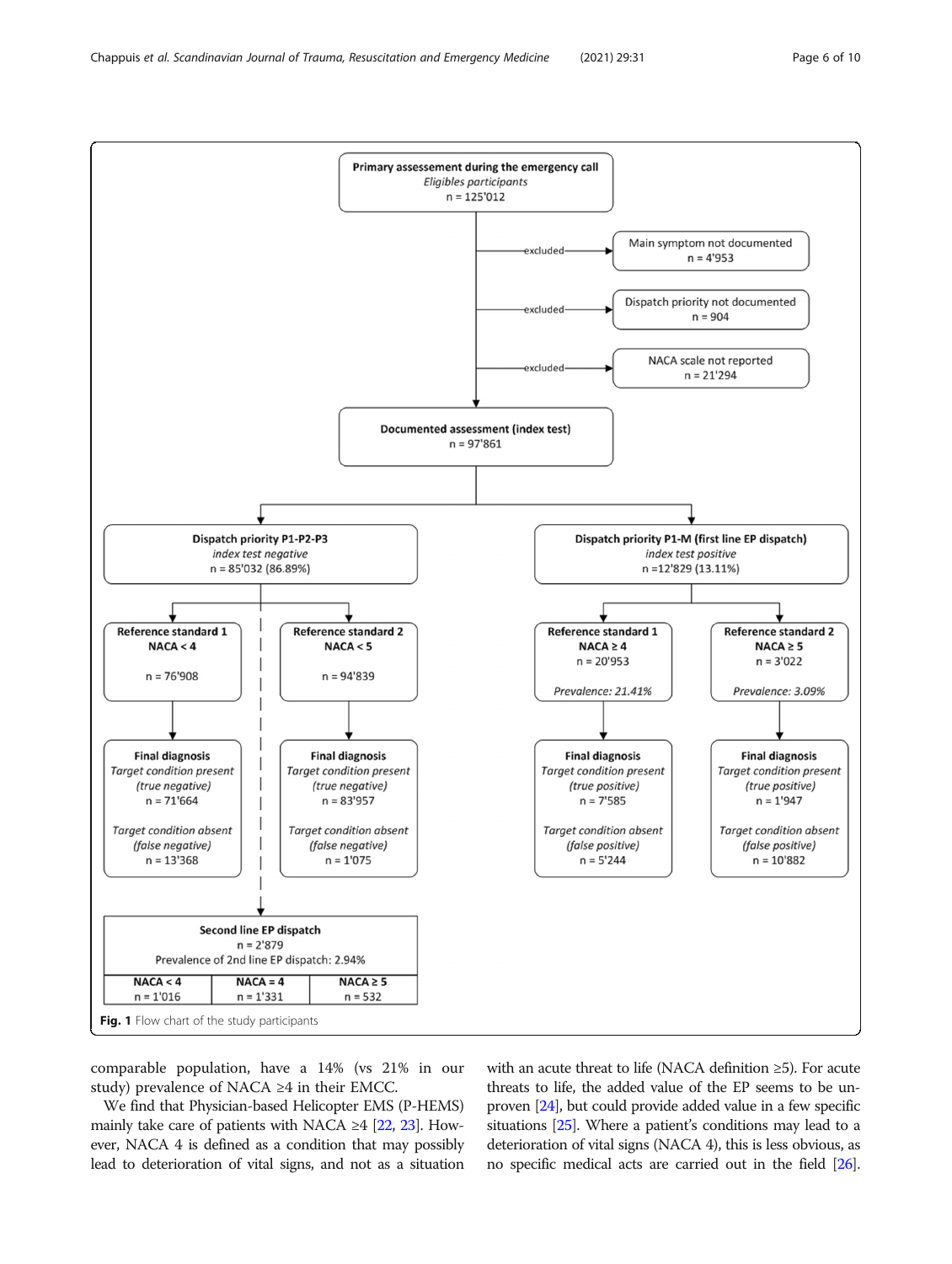Primary assessement during the emergency call
*Eligibles participants*
n = 125'012

- excluded → Main symptom not documented, n = 4'953
- excluded → Dispatch priority not documented, n = 904
- excluded → NACA scale not reported, n = 21'294

Documented assessment (index test)
n = 97'861

**Dispatch priority P1-P2-P3**
*index test negative*
n = 85'032 (86.89%)

- Reference standard 1: NACA < 4, n = 76'908
  - Final diagnosis: *Target condition present (true negative)* n = 71'664; *Target condition absent (false negative)* n = 13'368
- Reference standard 2: NACA < 5, n = 94'839
  - Final diagnosis: *Target condition present (true negative)* n = 83'957; *Target condition absent (false negative)* n = 1'075

**Dispatch priority P1-M (first line EP dispatch)**
*index test positive*
n =12'829 (13.11%)

- Reference standard 1: NACA ≥ 4, n = 20'953, *Prevalence: 21.41%*
  - Final diagnosis: *Target condition present (true positive)* n = 7'585; *Target condition absent (false positive)* n = 5'244
- Reference standard 2: NACA ≥ 5, n = 3'022, *Prevalence: 3.09%*
  - Final diagnosis: *Target condition present (true positive)* n = 1'947; *Target condition absent (false positive)* n = 10'882

| Second line EP dispatch<br>n = 2'879<br>Prevalence of 2nd line EP dispatch: 2.94% | | |
|---|---|---|
| NACA < 4<br>n = 1'016 | NACA = 4<br>n = 1'331 | NACA ≥ 5<br>n = 532 |

**Fig. 1** Flow chart of the study participants

comparable population, have a 14% (vs 21% in our study) prevalence of NACA ≥4 in their EMCC.

We find that Physician-based Helicopter EMS (P-HEMS) mainly take care of patients with NACA ≥4 [22, 23]. However, NACA 4 is defined as a condition that may possibly lead to deterioration of vital signs, and not as a situation with an acute threat to life (NACA definition ≥5). For acute threats to life, the added value of the EP seems to be unproven [24], but could provide added value in a few specific situations [25]. Where a patient's conditions may lead to a deterioration of vital signs (NACA 4), this is less obvious, as no specific medical acts are carried out in the field [26].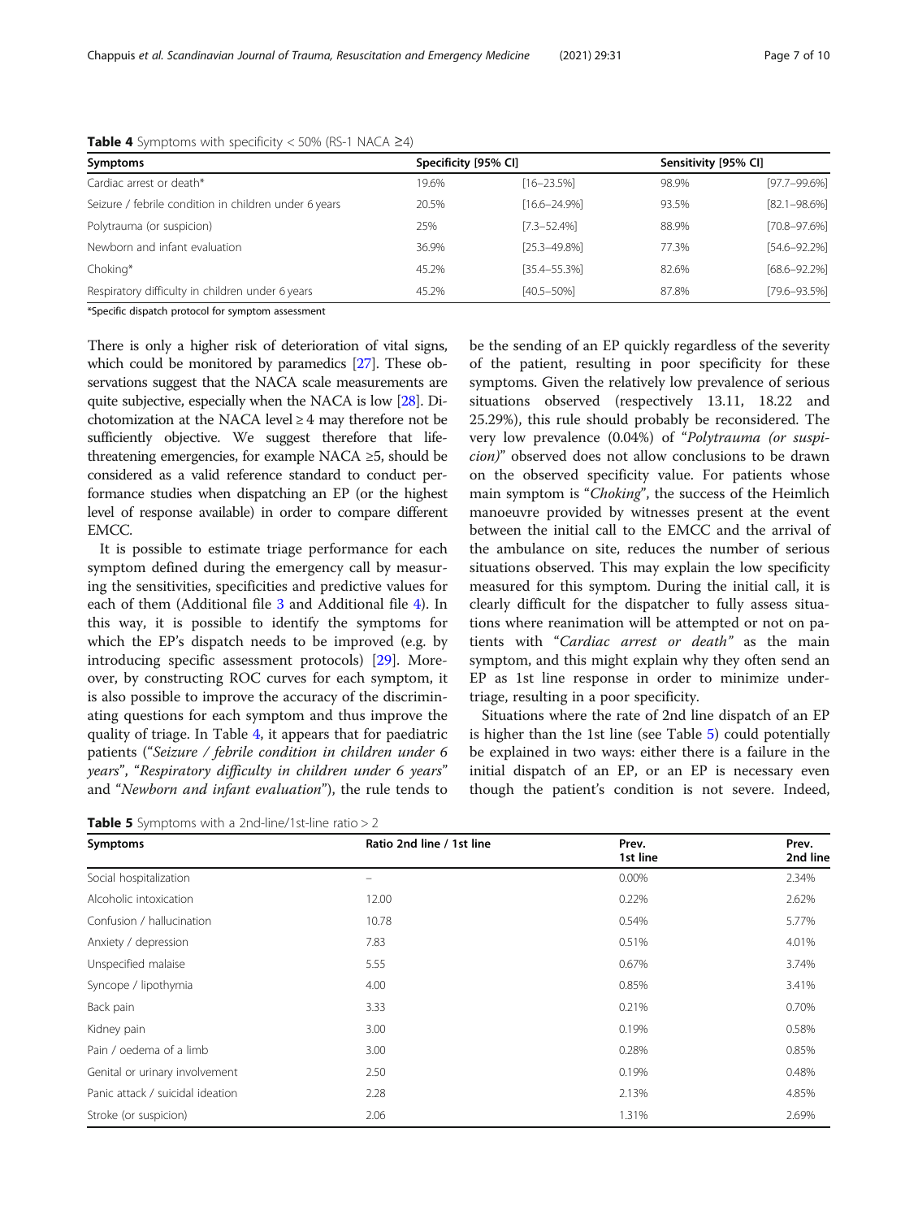**Table 4** Symptoms with specificity < 50% (RS-1 NACA ≥4)

| Symptoms | Specificity [95% CI] | | Sensitivity [95% CI] | |
|---|---|---|---|---|
| Cardiac arrest or death* | 19.6% | [16–23.5%] | 98.9% | [97.7–99.6%] |
| Seizure / febrile condition in children under 6 years | 20.5% | [16.6–24.9%] | 93.5% | [82.1–98.6%] |
| Polytrauma (or suspicion) | 25% | [7.3–52.4%] | 88.9% | [70.8–97.6%] |
| Newborn and infant evaluation | 36.9% | [25.3–49.8%] | 77.3% | [54.6–92.2%] |
| Choking* | 45.2% | [35.4–55.3%] | 82.6% | [68.6–92.2%] |
| Respiratory difficulty in children under 6 years | 45.2% | [40.5–50%] | 87.8% | [79.6–93.5%] |

*Specific dispatch protocol for symptom assessment

There is only a higher risk of deterioration of vital signs, which could be monitored by paramedics [27]. These observations suggest that the NACA scale measurements are quite subjective, especially when the NACA is low [28]. Dichotomization at the NACA level ≥ 4 may therefore not be sufficiently objective. We suggest therefore that life-threatening emergencies, for example NACA ≥5, should be considered as a valid reference standard to conduct performance studies when dispatching an EP (or the highest level of response available) in order to compare different EMCC.

It is possible to estimate triage performance for each symptom defined during the emergency call by measuring the sensitivities, specificities and predictive values for each of them (Additional file 3 and Additional file 4). In this way, it is possible to identify the symptoms for which the EP's dispatch needs to be improved (e.g. by introducing specific assessment protocols) [29]. Moreover, by constructing ROC curves for each symptom, it is also possible to improve the accuracy of the discriminating questions for each symptom and thus improve the quality of triage. In Table 4, it appears that for paediatric patients ("*Seizure / febrile condition in children under 6 years*", "*Respiratory difficulty in children under 6 years*" and "*Newborn and infant evaluation*"), the rule tends to be the sending of an EP quickly regardless of the severity of the patient, resulting in poor specificity for these symptoms. Given the relatively low prevalence of serious situations observed (respectively 13.11, 18.22 and 25.29%), this rule should probably be reconsidered. The very low prevalence (0.04%) of "*Polytrauma (or suspicion)*" observed does not allow conclusions to be drawn on the observed specificity value. For patients whose main symptom is "*Choking*", the success of the Heimlich manoeuvre provided by witnesses present at the event between the initial call to the EMCC and the arrival of the ambulance on site, reduces the number of serious situations observed. This may explain the low specificity measured for this symptom. During the initial call, it is clearly difficult for the dispatcher to fully assess situations where reanimation will be attempted or not on patients with "*Cardiac arrest or death*" as the main symptom, and this might explain why they often send an EP as 1st line response in order to minimize undertriage, resulting in a poor specificity.

Situations where the rate of 2nd line dispatch of an EP is higher than the 1st line (see Table 5) could potentially be explained in two ways: either there is a failure in the initial dispatch of an EP, or an EP is necessary even though the patient's condition is not severe. Indeed,

**Table 5** Symptoms with a 2nd-line/1st-line ratio > 2

| Symptoms | Ratio 2nd line / 1st line | Prev. 1st line | Prev. 2nd line |
|---|---|---|---|
| Social hospitalization | – | 0.00% | 2.34% |
| Alcoholic intoxication | 12.00 | 0.22% | 2.62% |
| Confusion / hallucination | 10.78 | 0.54% | 5.77% |
| Anxiety / depression | 7.83 | 0.51% | 4.01% |
| Unspecified malaise | 5.55 | 0.67% | 3.74% |
| Syncope / lipothymia | 4.00 | 0.85% | 3.41% |
| Back pain | 3.33 | 0.21% | 0.70% |
| Kidney pain | 3.00 | 0.19% | 0.58% |
| Pain / oedema of a limb | 3.00 | 0.28% | 0.85% |
| Genital or urinary involvement | 2.50 | 0.19% | 0.48% |
| Panic attack / suicidal ideation | 2.28 | 2.13% | 4.85% |
| Stroke (or suspicion) | 2.06 | 1.31% | 2.69% |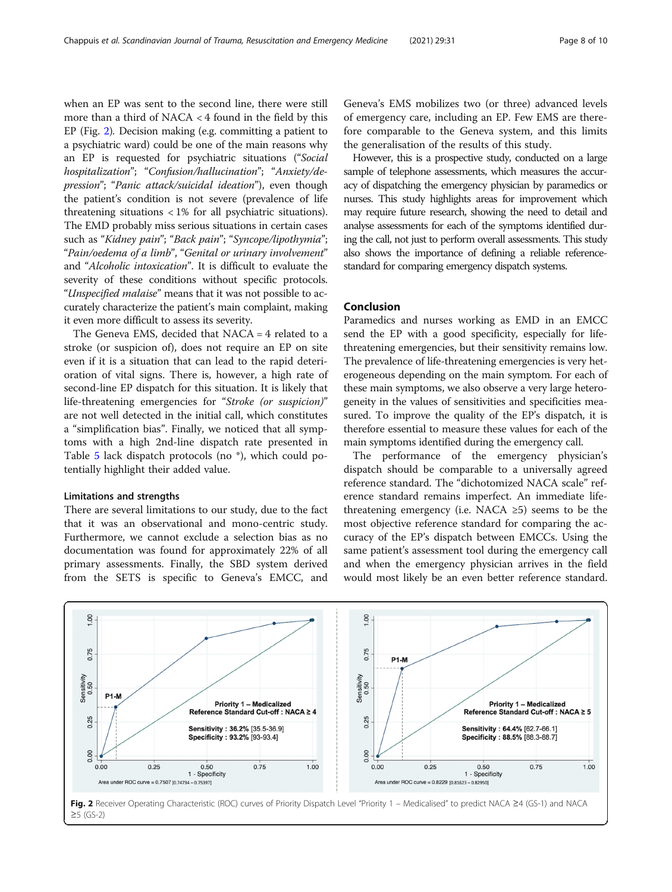when an EP was sent to the second line, there were still more than a third of NACA < 4 found in the field by this EP (Fig. 2). Decision making (e.g. committing a patient to a psychiatric ward) could be one of the main reasons why an EP is requested for psychiatric situations ("*Social hospitalization*"; "*Confusion/hallucination*"; "*Anxiety/depression*"; "*Panic attack/suicidal ideation*"), even though the patient's condition is not severe (prevalence of life threatening situations < 1% for all psychiatric situations). The EMD probably miss serious situations in certain cases such as "*Kidney pain*"; "*Back pain*"; "*Syncope/lipothymia*"; "*Pain/oedema of a limb*", "*Genital or urinary involvement*" and "*Alcoholic intoxication*". It is difficult to evaluate the severity of these conditions without specific protocols. "*Unspecified malaise*" means that it was not possible to accurately characterize the patient's main complaint, making it even more difficult to assess its severity.

The Geneva EMS, decided that NACA = 4 related to a stroke (or suspicion of), does not require an EP on site even if it is a situation that can lead to the rapid deterioration of vital signs. There is, however, a high rate of second-line EP dispatch for this situation. It is likely that life-threatening emergencies for "*Stroke (or suspicion)*" are not well detected in the initial call, which constitutes a "simplification bias". Finally, we noticed that all symptoms with a high 2nd-line dispatch rate presented in Table 5 lack dispatch protocols (no *), which could potentially highlight their added value.

### Limitations and strengths

There are several limitations to our study, due to the fact that it was an observational and mono-centric study. Furthermore, we cannot exclude a selection bias as no documentation was found for approximately 22% of all primary assessments. Finally, the SBD system derived from the SETS is specific to Geneva's EMCC, and Geneva's EMS mobilizes two (or three) advanced levels of emergency care, including an EP. Few EMS are therefore comparable to the Geneva system, and this limits the generalisation of the results of this study.

However, this is a prospective study, conducted on a large sample of telephone assessments, which measures the accuracy of dispatching the emergency physician by paramedics or nurses. This study highlights areas for improvement which may require future research, showing the need to detail and analyse assessments for each of the symptoms identified during the call, not just to perform overall assessments. This study also shows the importance of defining a reliable reference-standard for comparing emergency dispatch systems.

## Conclusion

Paramedics and nurses working as EMD in an EMCC send the EP with a good specificity, especially for life-threatening emergencies, but their sensitivity remains low. The prevalence of life-threatening emergencies is very heterogeneous depending on the main symptom. For each of these main symptoms, we also observe a very large heterogeneity in the values of sensitivities and specificities measured. To improve the quality of the EP's dispatch, it is therefore essential to measure these values for each of the main symptoms identified during the emergency call.

The performance of the emergency physician's dispatch should be comparable to a universally agreed reference standard. The "dichotomized NACA scale" reference standard remains imperfect. An immediate life-threatening emergency (i.e. NACA ≥5) seems to be the most objective reference standard for comparing the accuracy of the EP's dispatch between EMCCs. Using the same patient's assessment tool during the emergency call and when the emergency physician arrives in the field would most likely be an even better reference standard.

**Fig. 2** Receiver Operating Characteristic (ROC) curves of Priority Dispatch Level "Priority 1 – Medicalised" to predict NACA ≥4 (GS-1) and NACA ≥5 (GS-2)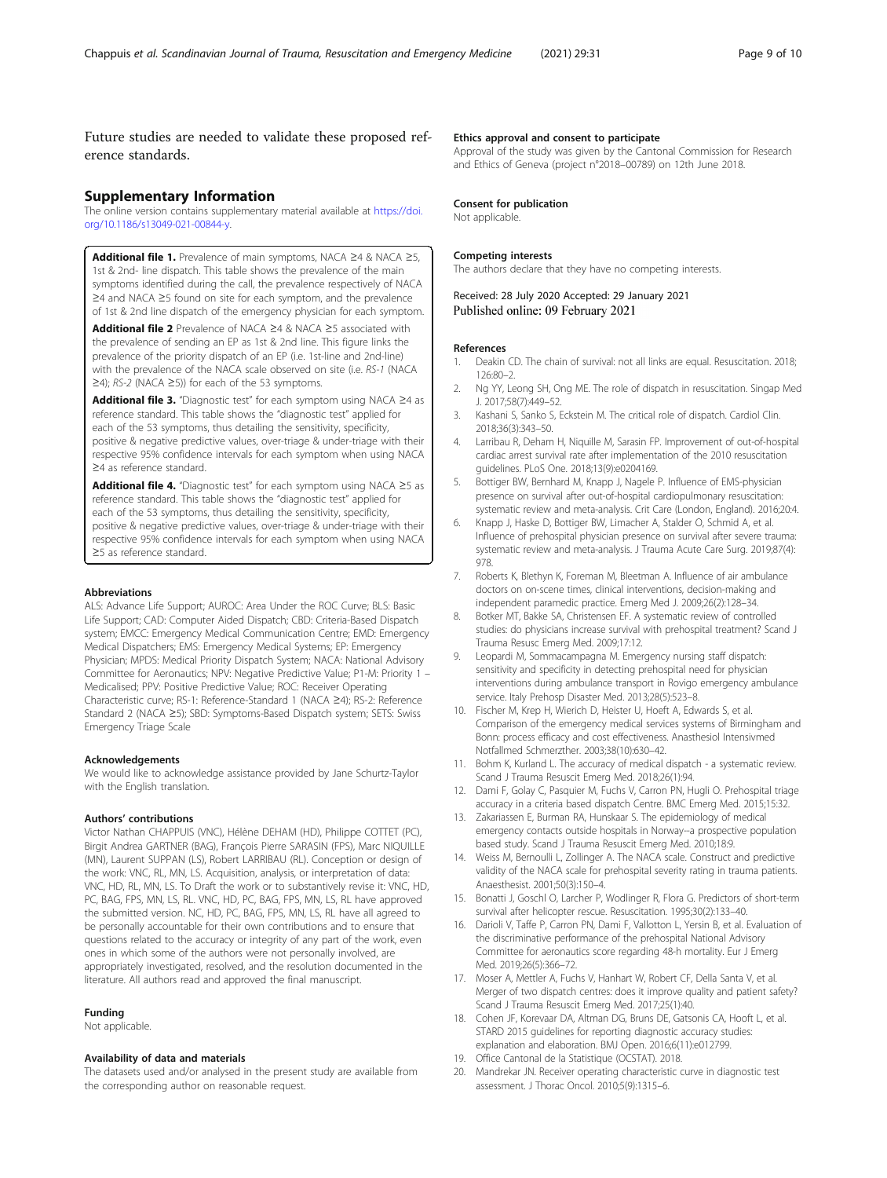Future studies are needed to validate these proposed reference standards.

## Supplementary Information

The online version contains supplementary material available at https://doi.org/10.1186/s13049-021-00844-y.

**Additional file 1.** Prevalence of main symptoms, NACA ≥4 & NACA ≥5, 1st & 2nd- line dispatch. This table shows the prevalence of the main symptoms identified during the call, the prevalence respectively of NACA ≥4 and NACA ≥5 found on site for each symptom, and the prevalence of 1st & 2nd line dispatch of the emergency physician for each symptom.

**Additional file 2** Prevalence of NACA ≥4 & NACA ≥5 associated with the prevalence of sending an EP as 1st & 2nd line. This figure links the prevalence of the priority dispatch of an EP (i.e. 1st-line and 2nd-line) with the prevalence of the NACA scale observed on site (i.e. *RS-1* (NACA ≥4); *RS-2* (NACA ≥5)) for each of the 53 symptoms.

**Additional file 3.** "Diagnostic test" for each symptom using NACA ≥4 as reference standard. This table shows the "diagnostic test" applied for each of the 53 symptoms, thus detailing the sensitivity, specificity, positive & negative predictive values, over-triage & under-triage with their respective 95% confidence intervals for each symptom when using NACA ≥4 as reference standard.

**Additional file 4.** "Diagnostic test" for each symptom using NACA ≥5 as reference standard. This table shows the "diagnostic test" applied for each of the 53 symptoms, thus detailing the sensitivity, specificity, positive & negative predictive values, over-triage & under-triage with their respective 95% confidence intervals for each symptom when using NACA ≥5 as reference standard.

#### Abbreviations

ALS: Advance Life Support; AUROC: Area Under the ROC Curve; BLS: Basic Life Support; CAD: Computer Aided Dispatch; CBD: Criteria-Based Dispatch system; EMCC: Emergency Medical Communication Centre; EMD: Emergency Medical Dispatchers; EMS: Emergency Medical Systems; EP: Emergency Physician; MPDS: Medical Priority Dispatch System; NACA: National Advisory Committee for Aeronautics; NPV: Negative Predictive Value; P1-M: Priority 1 – Medicalised; PPV: Positive Predictive Value; ROC: Receiver Operating Characteristic curve; RS-1: Reference-Standard 1 (NACA ≥4); RS-2: Reference Standard 2 (NACA ≥5); SBD: Symptoms-Based Dispatch system; SETS: Swiss Emergency Triage Scale

#### Acknowledgements

We would like to acknowledge assistance provided by Jane Schurtz-Taylor with the English translation.

#### Authors' contributions

Victor Nathan CHAPPUIS (VNC), Hélène DEHAM (HD), Philippe COTTET (PC), Birgit Andrea GARTNER (BAG), François Pierre SARASIN (FPS), Marc NIQUILLE (MN), Laurent SUPPAN (LS), Robert LARRIBAU (RL). Conception or design of the work: VNC, RL, MN, LS. Acquisition, analysis, or interpretation of data: VNC, HD, RL, MN, LS. To Draft the work or to substantively revise it: VNC, HD, PC, BAG, FPS, MN, LS, RL. VNC, HD, PC, BAG, FPS, MN, LS, RL have approved the submitted version. NC, HD, PC, BAG, FPS, MN, LS, RL have all agreed to be personally accountable for their own contributions and to ensure that questions related to the accuracy or integrity of any part of the work, even ones in which some of the authors were not personally involved, are appropriately investigated, resolved, and the resolution documented in the literature. All authors read and approved the final manuscript.

#### Funding

Not applicable.

#### Availability of data and materials

The datasets used and/or analysed in the present study are available from the corresponding author on reasonable request.

#### Ethics approval and consent to participate

Approval of the study was given by the Cantonal Commission for Research and Ethics of Geneva (project n°2018–00789) on 12th June 2018.

#### Consent for publication

Not applicable.

#### Competing interests

The authors declare that they have no competing interests.

Received: 28 July 2020 Accepted: 29 January 2021
Published online: 09 February 2021

#### References

1. Deakin CD. The chain of survival: not all links are equal. Resuscitation. 2018;126:80–2.
2. Ng YY, Leong SH, Ong ME. The role of dispatch in resuscitation. Singap Med J. 2017;58(7):449–52.
3. Kashani S, Sanko S, Eckstein M. The critical role of dispatch. Cardiol Clin. 2018;36(3):343–50.
4. Larribau R, Deham H, Niquille M, Sarasin FP. Improvement of out-of-hospital cardiac arrest survival rate after implementation of the 2010 resuscitation guidelines. PLoS One. 2018;13(9):e0204169.
5. Bottiger BW, Bernhard M, Knapp J, Nagele P. Influence of EMS-physician presence on survival after out-of-hospital cardiopulmonary resuscitation: systematic review and meta-analysis. Crit Care (London, England). 2016;20:4.
6. Knapp J, Haske D, Bottiger BW, Limacher A, Stalder O, Schmid A, et al. Influence of prehospital physician presence on survival after severe trauma: systematic review and meta-analysis. J Trauma Acute Care Surg. 2019;87(4):978.
7. Roberts K, Blethyn K, Foreman M, Bleetman A. Influence of air ambulance doctors on on-scene times, clinical interventions, decision-making and independent paramedic practice. Emerg Med J. 2009;26(2):128–34.
8. Botker MT, Bakke SA, Christensen EF. A systematic review of controlled studies: do physicians increase survival with prehospital treatment? Scand J Trauma Resusc Emerg Med. 2009;17:12.
9. Leopardi M, Sommacampagna M. Emergency nursing staff dispatch: sensitivity and specificity in detecting prehospital need for physician interventions during ambulance transport in Rovigo emergency ambulance service. Italy Prehosp Disaster Med. 2013;28(5):523–8.
10. Fischer M, Krep H, Wierich D, Heister U, Hoeft A, Edwards S, et al. Comparison of the emergency medical services systems of Birmingham and Bonn: process efficacy and cost effectiveness. Anasthesiol Intensivmed Notfallmed Schmerzther. 2003;38(10):630–42.
11. Bohm K, Kurland L. The accuracy of medical dispatch - a systematic review. Scand J Trauma Resuscit Emerg Med. 2018;26(1):94.
12. Dami F, Golay C, Pasquier M, Fuchs V, Carron PN, Hugli O. Prehospital triage accuracy in a criteria based dispatch Centre. BMC Emerg Med. 2015;15:32.
13. Zakariassen E, Burman RA, Hunskaar S. The epidemiology of medical emergency contacts outside hospitals in Norway--a prospective population based study. Scand J Trauma Resuscit Emerg Med. 2010;18:9.
14. Weiss M, Bernoulli L, Zollinger A. The NACA scale. Construct and predictive validity of the NACA scale for prehospital severity rating in trauma patients. Anaesthesist. 2001;50(3):150–4.
15. Bonatti J, Goschl O, Larcher P, Wodlinger R, Flora G. Predictors of short-term survival after helicopter rescue. Resuscitation. 1995;30(2):133–40.
16. Darioli V, Taffe P, Carron PN, Dami F, Vallotton L, Yersin B, et al. Evaluation of the discriminative performance of the prehospital National Advisory Committee for aeronautics score regarding 48-h mortality. Eur J Emerg Med. 2019;26(5):366–72.
17. Moser A, Mettler A, Fuchs V, Hanhart W, Robert CF, Della Santa V, et al. Merger of two dispatch centres: does it improve quality and patient safety? Scand J Trauma Resuscit Emerg Med. 2017;25(1):40.
18. Cohen JF, Korevaar DA, Altman DG, Bruns DE, Gatsonis CA, Hooft L, et al. STARD 2015 guidelines for reporting diagnostic accuracy studies: explanation and elaboration. BMJ Open. 2016;6(11):e012799.
19. Office Cantonal de la Statistique (OCSTAT). 2018.
20. Mandrekar JN. Receiver operating characteristic curve in diagnostic test assessment. J Thorac Oncol. 2010;5(9):1315–6.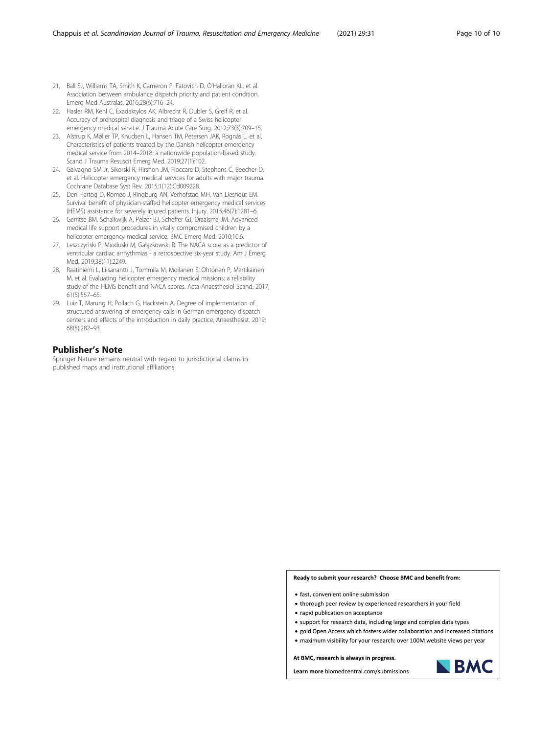21. Ball SJ, Williams TA, Smith K, Cameron P, Fatovich D, O'Halloran KL, et al. Association between ambulance dispatch priority and patient condition. Emerg Med Australas. 2016;28(6):716–24.
22. Hasler RM, Kehl C, Exadaktylos AK, Albrecht R, Dubler S, Greif R, et al. Accuracy of prehospital diagnosis and triage of a Swiss helicopter emergency medical service. J Trauma Acute Care Surg. 2012;73(3):709–15.
23. Alstrup K, Møller TP, Knudsen L, Hansen TM, Petersen JAK, Rognås L, et al. Characteristics of patients treated by the Danish helicopter emergency medical service from 2014–2018: a nationwide population-based study. Scand J Trauma Resuscit Emerg Med. 2019;27(1):102.
24. Galvagno SM Jr, Sikorski R, Hirshon JM, Floccare D, Stephens C, Beecher D, et al. Helicopter emergency medical services for adults with major trauma. Cochrane Database Syst Rev. 2015;1(12):Cd009228.
25. Den Hartog D, Romeo J, Ringburg AN, Verhofstad MH, Van Lieshout EM. Survival benefit of physician-staffed helicopter emergency medical services (HEMS) assistance for severely injured patients. Injury. 2015;46(7):1281–6.
26. Gerritse BM, Schalkwijk A, Pelzer BJ, Scheffer GJ, Draaisma JM. Advanced medical life support procedures in vitally compromised children by a helicopter emergency medical service. BMC Emerg Med. 2010;10:6.
27. Leszczyński P, Mioduski M, Gałązkowski R. The NACA score as a predictor of ventricular cardiac arrhythmias - a retrospective six-year study. Am J Emerg Med. 2019;38(11):2249.
28. Raatiniemi L, Liisanantti J, Tommila M, Moilanen S, Ohtonen P, Martikainen M, et al. Evaluating helicopter emergency medical missions: a reliability study of the HEMS benefit and NACA scores. Acta Anaesthesiol Scand. 2017; 61(5):557–65.
29. Luiz T, Marung H, Pollach G, Hackstein A. Degree of implementation of structured answering of emergency calls in German emergency dispatch centers and effects of the introduction in daily practice. Anaesthesist. 2019; 68(5):282–93.

## Publisher's Note

Springer Nature remains neutral with regard to jurisdictional claims in published maps and institutional affiliations.

**Ready to submit your research? Choose BMC and benefit from:**

- fast, convenient online submission
- thorough peer review by experienced researchers in your field
- rapid publication on acceptance
- support for research data, including large and complex data types
- gold Open Access which fosters wider collaboration and increased citations
- maximum visibility for your research: over 100M website views per year

**At BMC, research is always in progress.**

**Learn more** biomedcentral.com/submissions

BMC